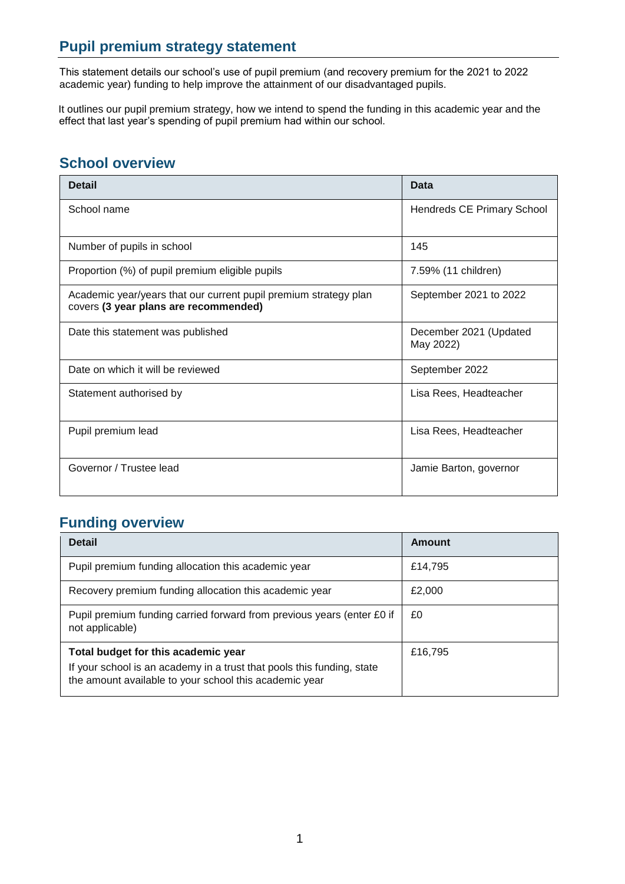## Pupil premium strategy statement

This statement details our school's use of pupil premium (and recovery premium for the 2021 to 2022 academic year) funding to help improve the attainment of our disadvantaged pupils.

It outlines our pupil premium strategy, how we intend to spend the funding in this academic year and the effect that last year's spending of pupil premium had within our school.

## School overview

| Detail | Data |
|---|---|
| School name | Hendreds CE Primary School |
| Number of pupils in school | 145 |
| Proportion (%) of pupil premium eligible pupils | 7.59% (11 children) |
| Academic year/years that our current pupil premium strategy plan covers **(3 year plans are recommended)** | September 2021 to 2022 |
| Date this statement was published | December 2021 (Updated May 2022) |
| Date on which it will be reviewed | September 2022 |
| Statement authorised by | Lisa Rees, Headteacher |
| Pupil premium lead | Lisa Rees, Headteacher |
| Governor / Trustee lead | Jamie Barton, governor |

## Funding overview

| Detail | Amount |
|---|---|
| Pupil premium funding allocation this academic year | £14,795 |
| Recovery premium funding allocation this academic year | £2,000 |
| Pupil premium funding carried forward from previous years (enter £0 if not applicable) | £0 |
| **Total budget for this academic year** If your school is an academy in a trust that pools this funding, state the amount available to your school this academic year | £16,795 |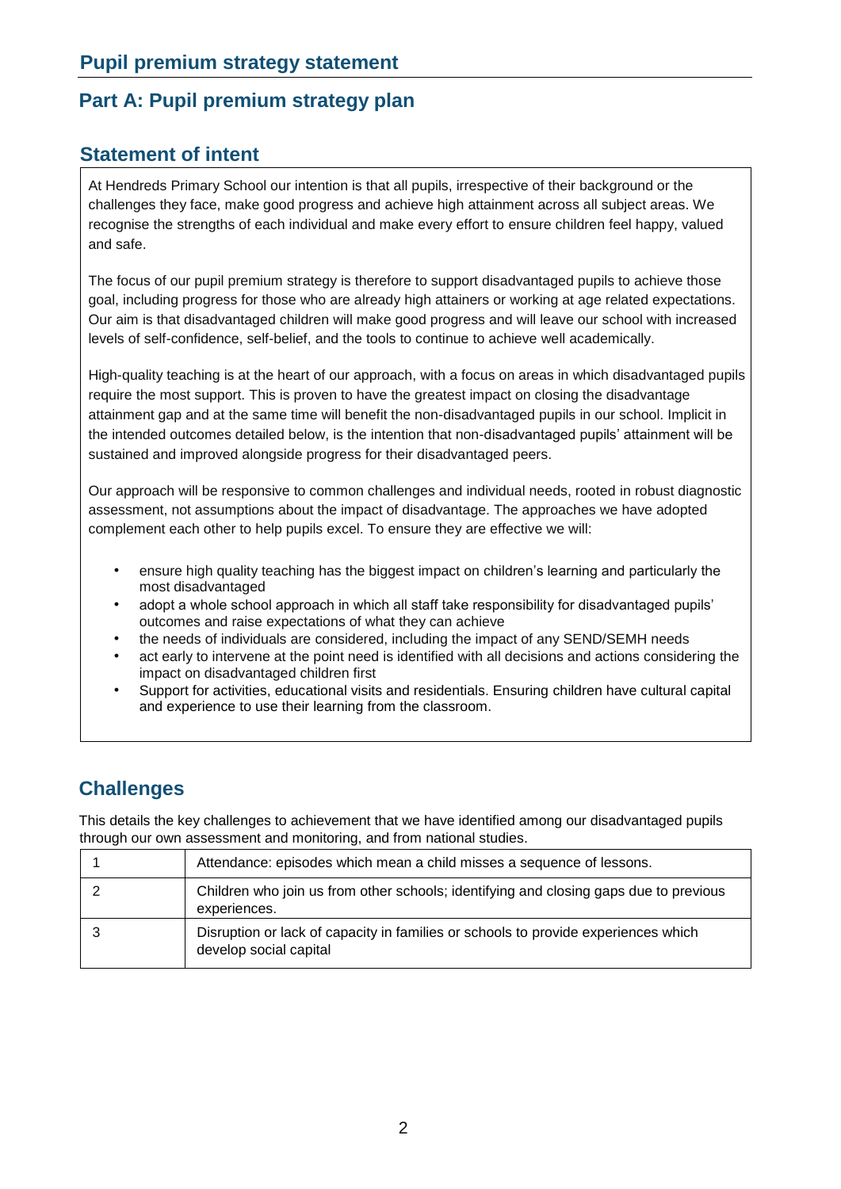# Pupil premium strategy statement

## Part A: Pupil premium strategy plan

### Statement of intent

At Hendreds Primary School our intention is that all pupils, irrespective of their background or the challenges they face, make good progress and achieve high attainment across all subject areas. We recognise the strengths of each individual and make every effort to ensure children feel happy, valued and safe.

The focus of our pupil premium strategy is therefore to support disadvantaged pupils to achieve those goal, including progress for those who are already high attainers or working at age related expectations. Our aim is that disadvantaged children will make good progress and will leave our school with increased levels of self-confidence, self-belief, and the tools to continue to achieve well academically.

High-quality teaching is at the heart of our approach, with a focus on areas in which disadvantaged pupils require the most support. This is proven to have the greatest impact on closing the disadvantage attainment gap and at the same time will benefit the non-disadvantaged pupils in our school. Implicit in the intended outcomes detailed below, is the intention that non-disadvantaged pupils' attainment will be sustained and improved alongside progress for their disadvantaged peers.

Our approach will be responsive to common challenges and individual needs, rooted in robust diagnostic assessment, not assumptions about the impact of disadvantage. The approaches we have adopted complement each other to help pupils excel. To ensure they are effective we will:

- ensure high quality teaching has the biggest impact on children's learning and particularly the most disadvantaged
- adopt a whole school approach in which all staff take responsibility for disadvantaged pupils' outcomes and raise expectations of what they can achieve
- the needs of individuals are considered, including the impact of any SEND/SEMH needs
- act early to intervene at the point need is identified with all decisions and actions considering the impact on disadvantaged children first
- Support for activities, educational visits and residentials. Ensuring children have cultural capital and experience to use their learning from the classroom.

## Challenges

This details the key challenges to achievement that we have identified among our disadvantaged pupils through our own assessment and monitoring, and from national studies.

| | |
|---|---|
| 1 | Attendance: episodes which mean a child misses a sequence of lessons. |
| 2 | Children who join us from other schools; identifying and closing gaps due to previous experiences. |
| 3 | Disruption or lack of capacity in families or schools to provide experiences which develop social capital |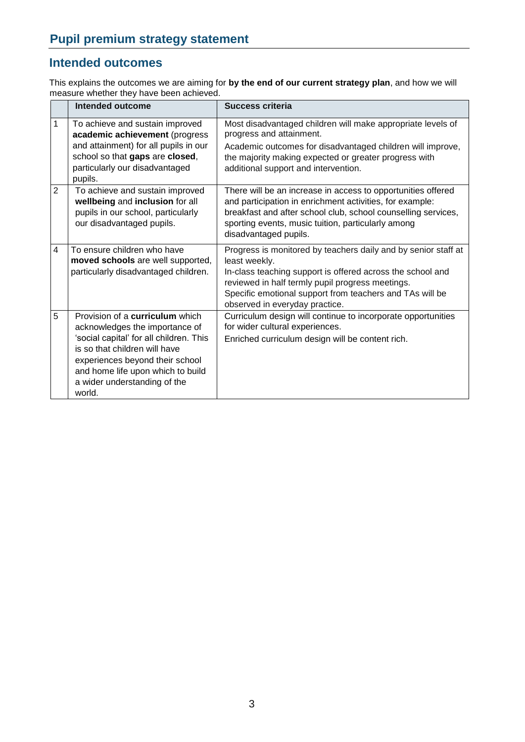## Pupil premium strategy statement

## Intended outcomes

This explains the outcomes we are aiming for **by the end of our current strategy plan**, and how we will measure whether they have been achieved.

| | Intended outcome | Success criteria |
|---|---|---|
| 1 | To achieve and sustain improved **academic achievement** (progress and attainment) for all pupils in our school so that **gaps** are **closed**, particularly our disadvantaged pupils. | Most disadvantaged children will make appropriate levels of progress and attainment.<br>Academic outcomes for disadvantaged children will improve, the majority making expected or greater progress with additional support and intervention. |
| 2 | To achieve and sustain improved **wellbeing** and **inclusion** for all pupils in our school, particularly our disadvantaged pupils. | There will be an increase in access to opportunities offered and participation in enrichment activities, for example: breakfast and after school club, school counselling services, sporting events, music tuition, particularly among disadvantaged pupils. |
| 4 | To ensure children who have **moved schools** are well supported, particularly disadvantaged children. | Progress is monitored by teachers daily and by senior staff at least weekly.<br>In-class teaching support is offered across the school and reviewed in half termly pupil progress meetings.<br>Specific emotional support from teachers and TAs will be observed in everyday practice. |
| 5 | Provision of a **curriculum** which acknowledges the importance of 'social capital' for all children. This is so that children will have experiences beyond their school and home life upon which to build a wider understanding of the world. | Curriculum design will continue to incorporate opportunities for wider cultural experiences.<br>Enriched curriculum design will be content rich. |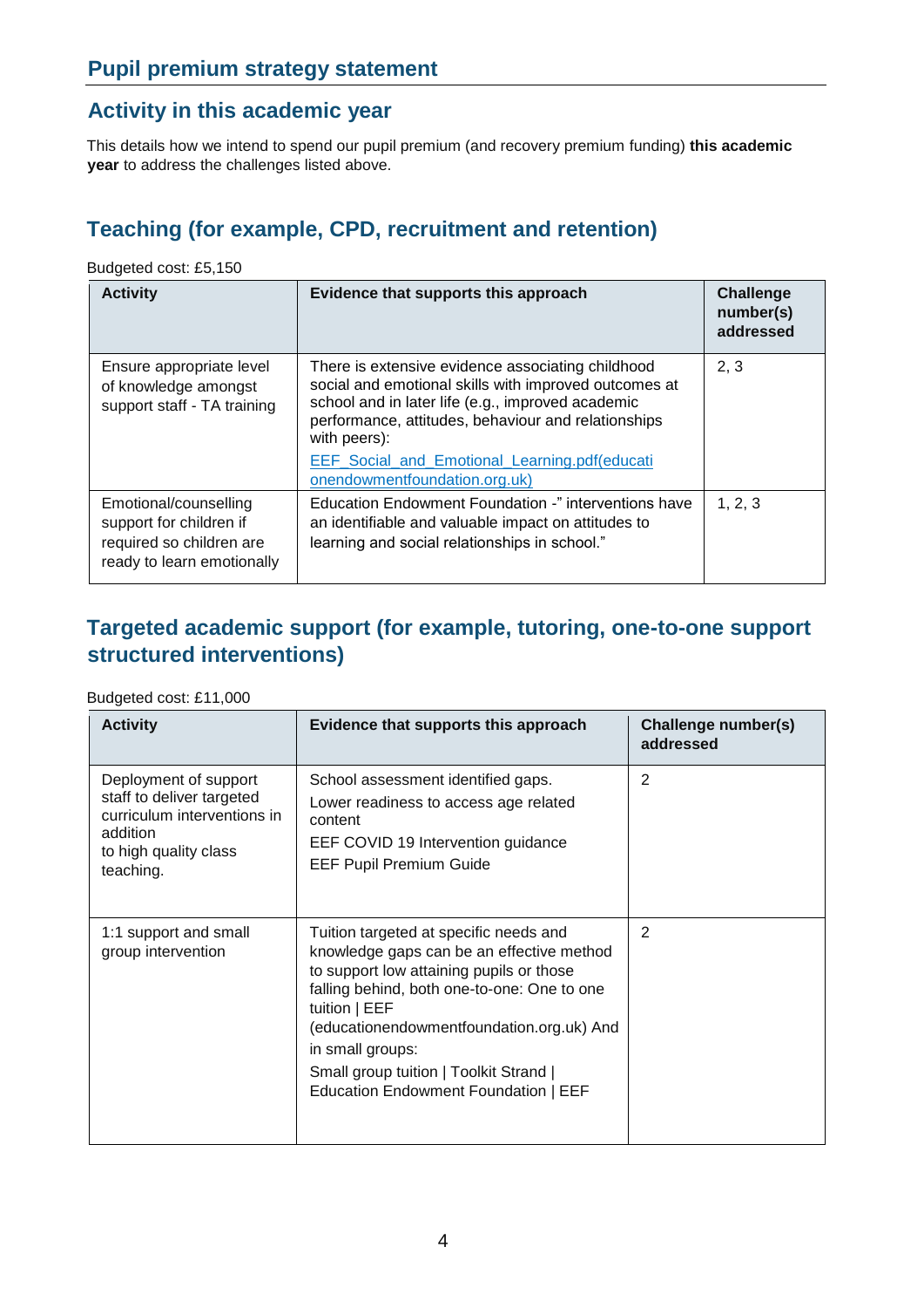## Pupil premium strategy statement

## Activity in this academic year

This details how we intend to spend our pupil premium (and recovery premium funding) **this academic year** to address the challenges listed above.

### Teaching (for example, CPD, recruitment and retention)

Budgeted cost: £5,150

| Activity | Evidence that supports this approach | Challenge number(s) addressed |
|---|---|---|
| Ensure appropriate level of knowledge amongst support staff - TA training | There is extensive evidence associating childhood social and emotional skills with improved outcomes at school and in later life (e.g., improved academic performance, attitudes, behaviour and relationships with peers): EEF_Social_and_Emotional_Learning.pdf(educationendowmentfoundation.org.uk) | 2, 3 |
| Emotional/counselling support for children if required so children are ready to learn emotionally | Education Endowment Foundation -" interventions have an identifiable and valuable impact on attitudes to learning and social relationships in school." | 1, 2, 3 |

### Targeted academic support (for example, tutoring, one-to-one support structured interventions)

Budgeted cost: £11,000

| Activity | Evidence that supports this approach | Challenge number(s) addressed |
|---|---|---|
| Deployment of support staff to deliver targeted curriculum interventions in addition to high quality class teaching. | School assessment identified gaps. Lower readiness to access age related content EEF COVID 19 Intervention guidance EEF Pupil Premium Guide | 2 |
| 1:1 support and small group intervention | Tuition targeted at specific needs and knowledge gaps can be an effective method to support low attaining pupils or those falling behind, both one-to-one: One to one tuition \| EEF (educationendowmentfoundation.org.uk) And in small groups: Small group tuition \| Toolkit Strand \| Education Endowment Foundation \| EEF | 2 |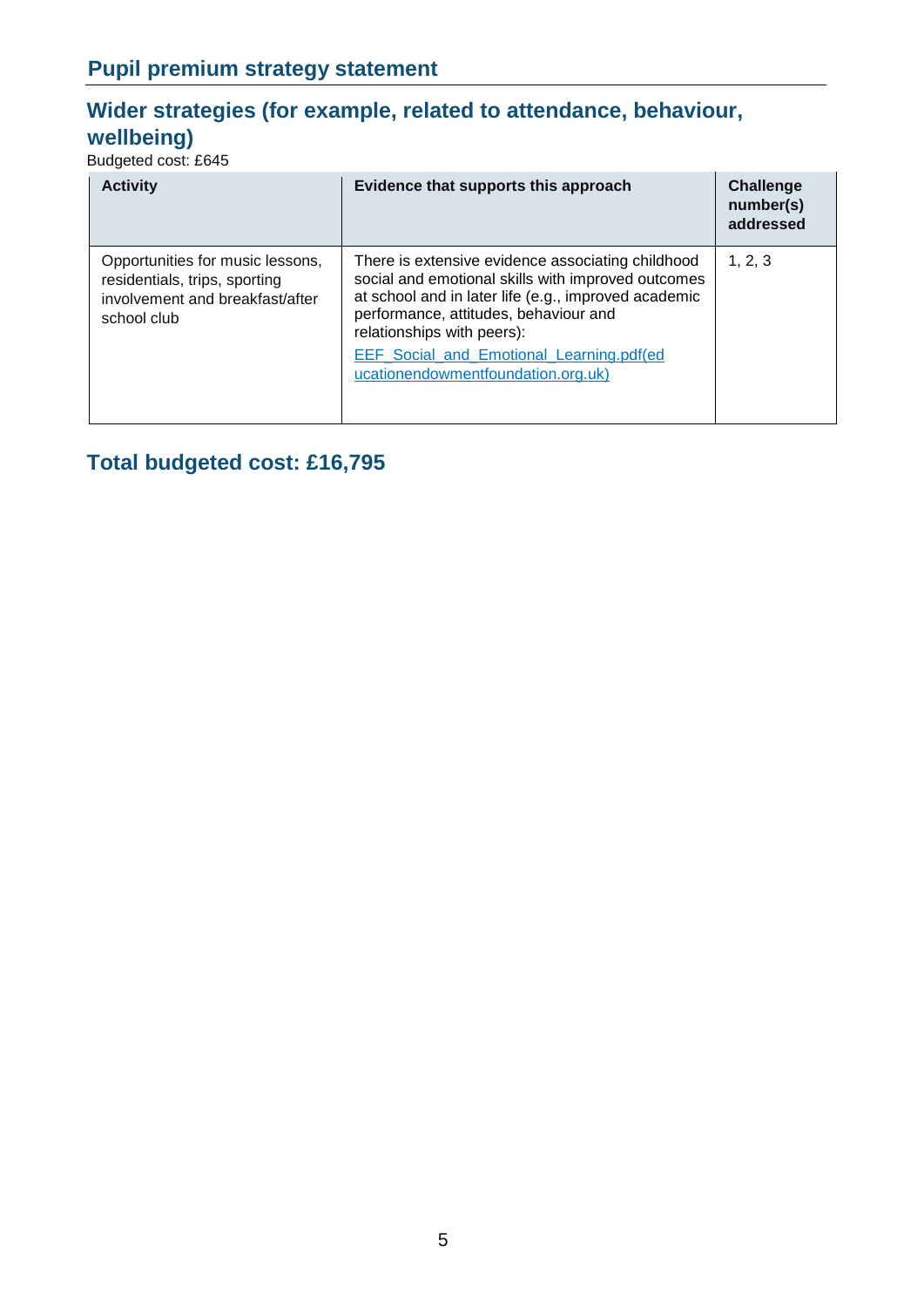## Wider strategies (for example, related to attendance, behaviour, wellbeing)

Budgeted cost: £645

| Activity | Evidence that supports this approach | Challenge number(s) addressed |
|---|---|---|
| Opportunities for music lessons, residentials, trips, sporting involvement and breakfast/after school club | There is extensive evidence associating childhood social and emotional skills with improved outcomes at school and in later life (e.g., improved academic performance, attitudes, behaviour and relationships with peers): EEF_Social_and_Emotional_Learning.pdf(educationendowmentfoundation.org.uk) | 1, 2, 3 |

## Total budgeted cost: £16,795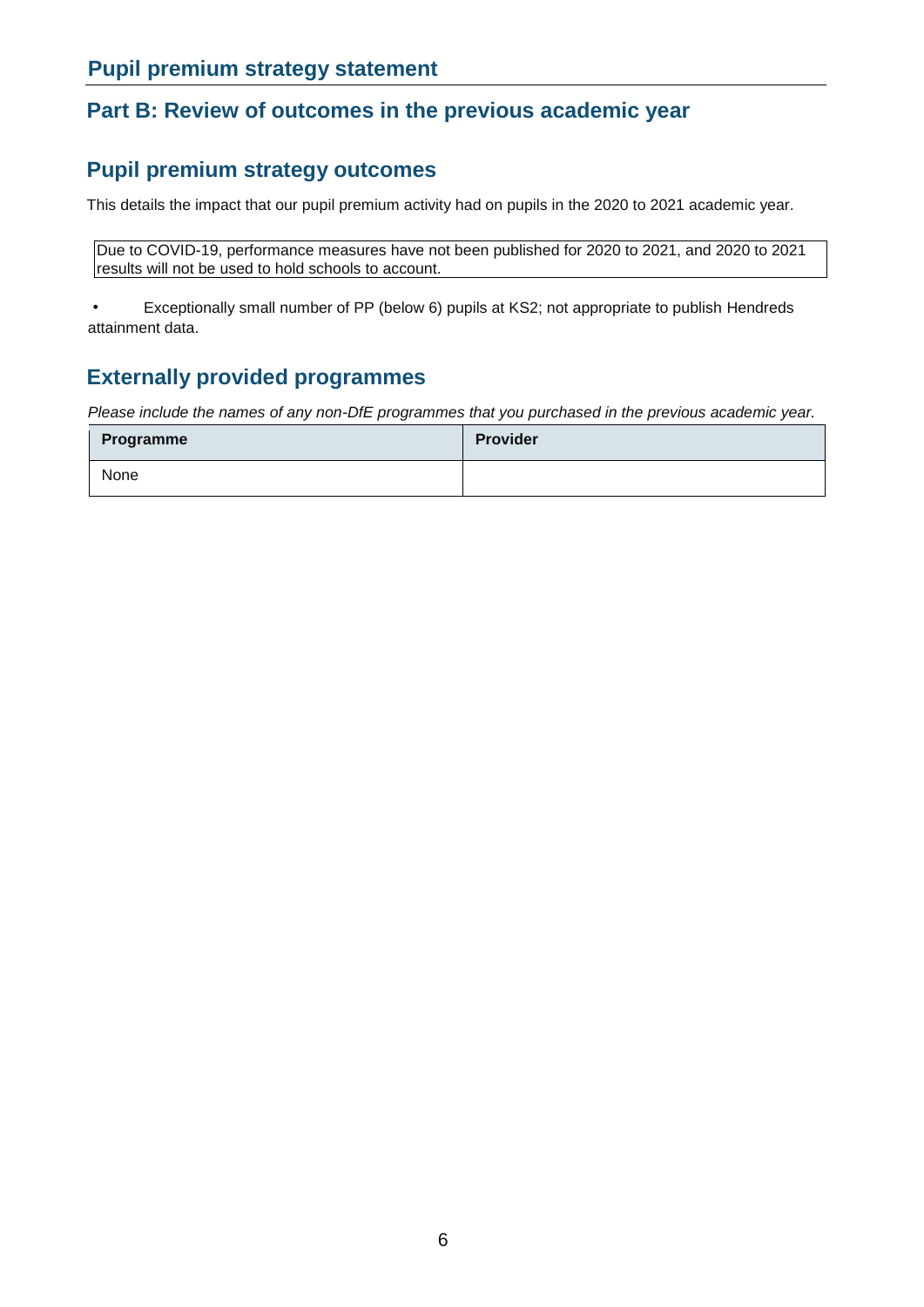## Pupil premium strategy statement

## Part B: Review of outcomes in the previous academic year

## Pupil premium strategy outcomes

This details the impact that our pupil premium activity had on pupils in the 2020 to 2021 academic year.

Due to COVID-19, performance measures have not been published for 2020 to 2021, and 2020 to 2021 results will not be used to hold schools to account.

- Exceptionally small number of PP (below 6) pupils at KS2; not appropriate to publish Hendreds attainment data.

## Externally provided programmes

*Please include the names of any non-DfE programmes that you purchased in the previous academic year.*

| Programme | Provider |
| --- | --- |
| None | |